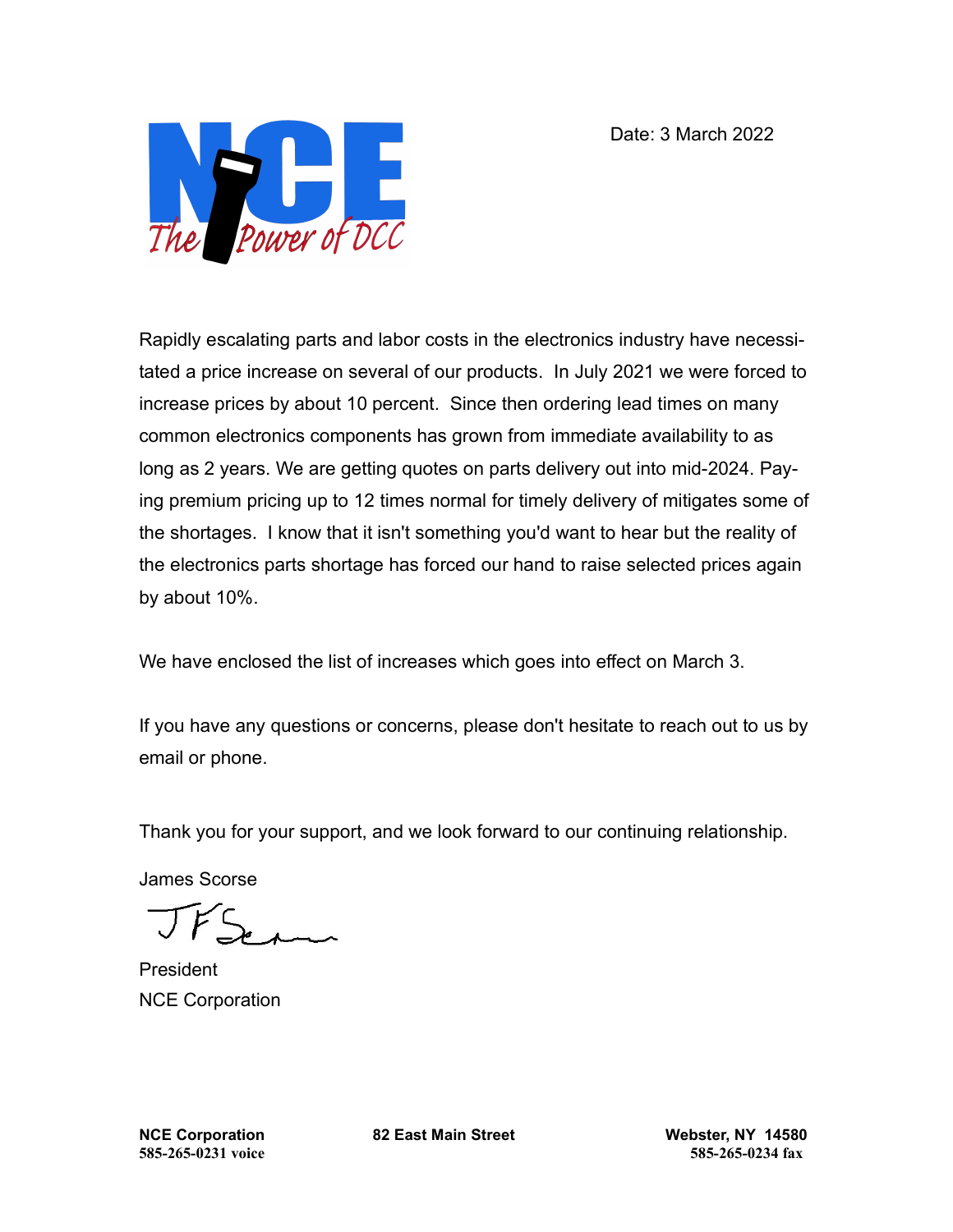Date: 3 March 2022

Rapidly escalating parts and labor costs in the electronics industry have necessitated a price increase on several of our products. In July 2021 we were forced to increase prices by about 10 percent. Since then ordering lead times on many common electronics components has grown from immediate availability to as long as 2 years. We are getting quotes on parts delivery out into mid-2024. Paying premium pricing up to 12 times normal for timely delivery of mitigates some of the shortages. I know that it isn't something you'd want to hear but the reality of the electronics parts shortage has forced our hand to raise selected prices again by about 10%.

We have enclosed the list of increases which goes into effect on March 3.

If you have any questions or concerns, please don't hesitate to reach out to us by email or phone.

Thank you for your support, and we look forward to our continuing relationship.

James Scorse

President
NCE Corporation

**NCE Corporation** | **82 East Main Street** | **Webster, NY 14580**
**585-265-0231 voice** | **585-265-0234 fax**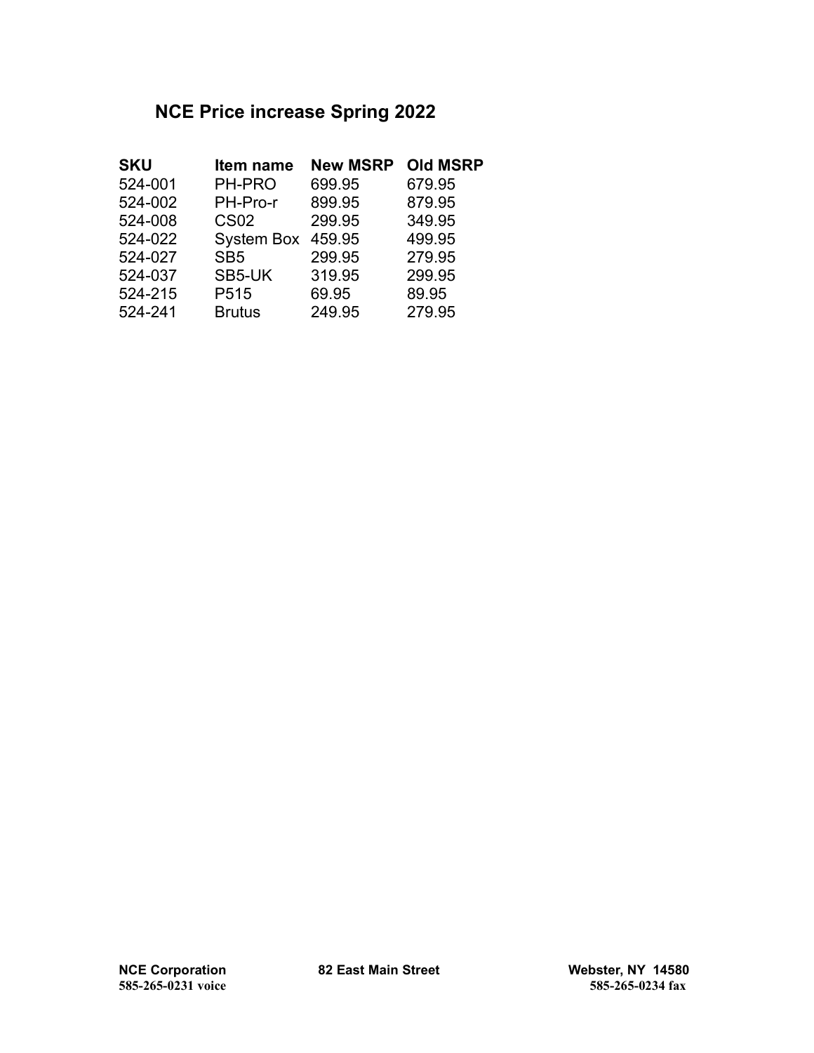## NCE Price increase Spring 2022

| SKU | Item name | New MSRP | Old MSRP |
|---|---|---|---|
| 524-001 | PH-PRO | 699.95 | 679.95 |
| 524-002 | PH-Pro-r | 899.95 | 879.95 |
| 524-008 | CS02 | 299.95 | 349.95 |
| 524-022 | System Box | 459.95 | 499.95 |
| 524-027 | SB5 | 299.95 | 279.95 |
| 524-037 | SB5-UK | 319.95 | 299.95 |
| 524-215 | P515 | 69.95 | 89.95 |
| 524-241 | Brutus | 249.95 | 279.95 |